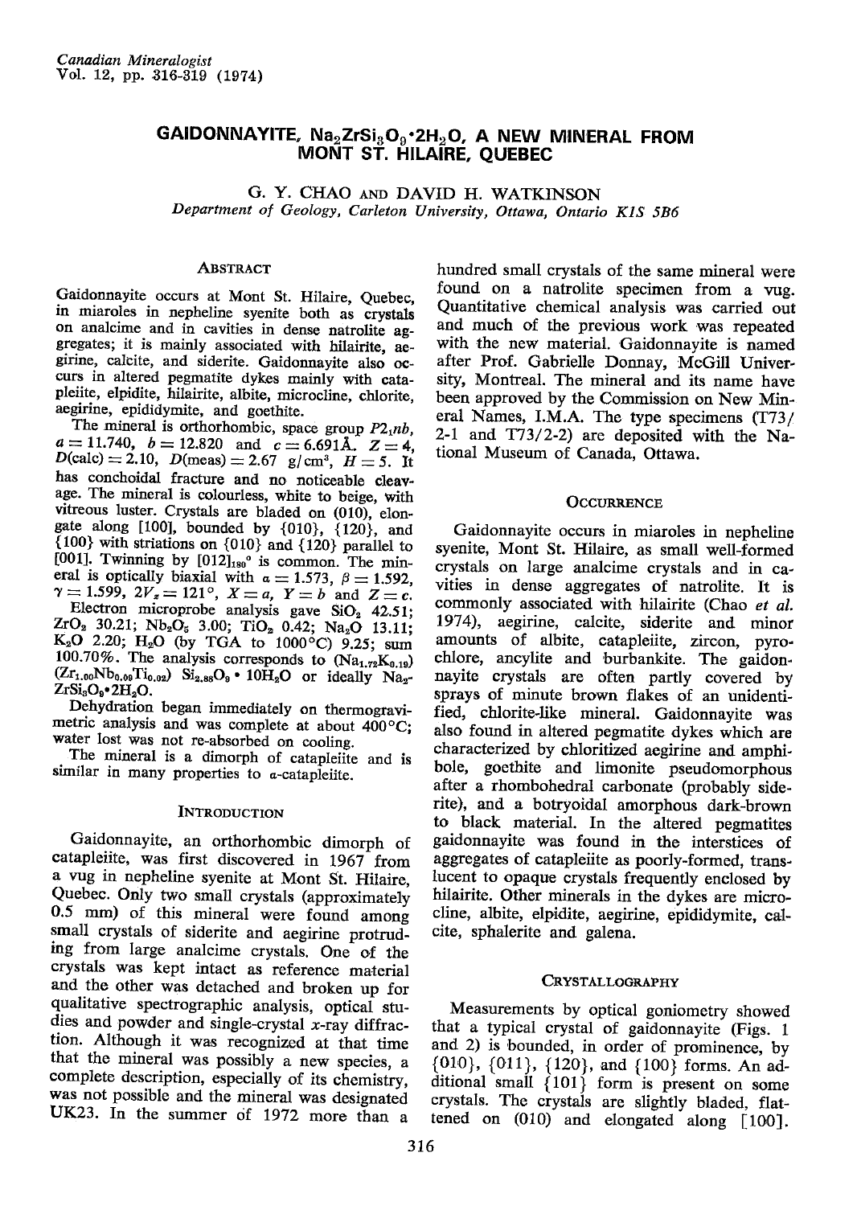# GAIDONNAYITE, $Na_2ZrSi_3O_9 \cdot 2H_2O$, A NEW MINERAL FROM MONT ST. HILAIRE, QUEBEC

G. Y. CHAO AND DAVID H. WATKINSON

*Department of Geology, Carleton University, Ottawa, Ontario K1S 5B6*

## ABSTRACT

Gaidonnayite occurs at Mont St. Hilaire, Quebec, in miaroles in nepheline syenite both as crystals on analcime and in cavities in dense natrolite aggregates; it is mainly associated with hilairite, aegirine, calcite, and siderite. Gaidonnayite also occurs in altered pegmatite dykes mainly with catapleiite, elpidite, hilairite, albite, microcline, chlorite, aegirine, epididymite, and goethite.

The mineral is orthorhombic, space group $P2_1nb$, $a = 11.740$, $b = 12.820$ and $c = 6.691$Å. $Z = 4$, $D$(calc) = 2.10, $D$(meas) = 2.67 g/cm³, $H = 5$. It has conchoidal fracture and no noticeable cleavage. The mineral is colourless, white to beige, with vitreous luster. Crystals are bladed on (010), elongate along [100], bounded by {010}, {120}, and {100} with striations on {010} and {120} parallel to [001]. Twinning by $[012]_{180°}$ is common. The mineral is optically biaxial with $\alpha = 1.573$, $\beta = 1.592$, $\gamma = 1.599$, $2V_z = 121°$, $X = a$, $Y = b$ and $Z = c$.

Electron microprobe analysis gave $SiO_2$ 42.51; $ZrO_2$ 30.21; $Nb_2O_5$ 3.00; $TiO_2$ 0.42; $Na_2O$ 13.11; $K_2O$ 2.20; $H_2O$ (by TGA to 1000°C) 9.25; sum 100.70%. The analysis corresponds to $(Na_{1.72}K_{0.19})(Zr_{1.00}Nb_{0.09}Ti_{0.02})\ Si_{2.88}O_9 \cdot 10H_2O$ or ideally $Na_2ZrSi_3O_9 \cdot 2H_2O$.

Dehydration began immediately on thermogravimetric analysis and was complete at about 400°C; water lost was not re-absorbed on cooling.

The mineral is a dimorph of catapleiite and is similar in many properties to α-catapleiite.

## INTRODUCTION

Gaidonnayite, an orthorhombic dimorph of catapleiite, was first discovered in 1967 from a vug in nepheline syenite at Mont St. Hilaire, Quebec. Only two small crystals (approximately 0.5 mm) of this mineral were found among small crystals of siderite and aegirine protruding from large analcime crystals. One of the crystals was kept intact as reference material and the other was detached and broken up for qualitative spectrographic analysis, optical studies and powder and single-crystal *x*-ray diffraction. Although it was recognized at that time that the mineral was possibly a new species, a complete description, especially of its chemistry, was not possible and the mineral was designated UK23. In the summer of 1972 more than a hundred small crystals of the same mineral were found on a natrolite specimen from a vug. Quantitative chemical analysis was carried out and much of the previous work was repeated with the new material. Gaidonnayite is named after Prof. Gabrielle Donnay, McGill University, Montreal. The mineral and its name have been approved by the Commission on New Mineral Names, I.M.A. The type specimens (T73/2-1 and T73/2-2) are deposited with the National Museum of Canada, Ottawa.

## OCCURRENCE

Gaidonnayite occurs in miaroles in nepheline syenite, Mont St. Hilaire, as small well-formed crystals on large analcime crystals and in cavities in dense aggregates of natrolite. It is commonly associated with hilairite (Chao *et al.* 1974), aegirine, calcite, siderite and minor amounts of albite, catapleiite, zircon, pyrochlore, ancylite and burbankite. The gaidonnayite crystals are often partly covered by sprays of minute brown flakes of an unidentified, chlorite-like mineral. Gaidonnayite was also found in altered pegmatite dykes which are characterized by chloritized aegirine and amphibole, goethite and limonite pseudomorphous after a rhombohedral carbonate (probably siderite), and a botryoidal amorphous dark-brown to black material. In the altered pegmatites gaidonnayite was found in the interstices of aggregates of catapleiite as poorly-formed, translucent to opaque crystals frequently enclosed by hilairite. Other minerals in the dykes are microcline, albite, elpidite, aegirine, epididymite, calcite, sphalerite and galena.

## CRYSTALLOGRAPHY

Measurements by optical goniometry showed that a typical crystal of gaidonnayite (Figs. 1 and 2) is bounded, in order of prominence, by {010}, {011}, {120}, and {100} forms. An additional small {101} form is present on some crystals. The crystals are slightly bladed, flattened on (010) and elongated along [100].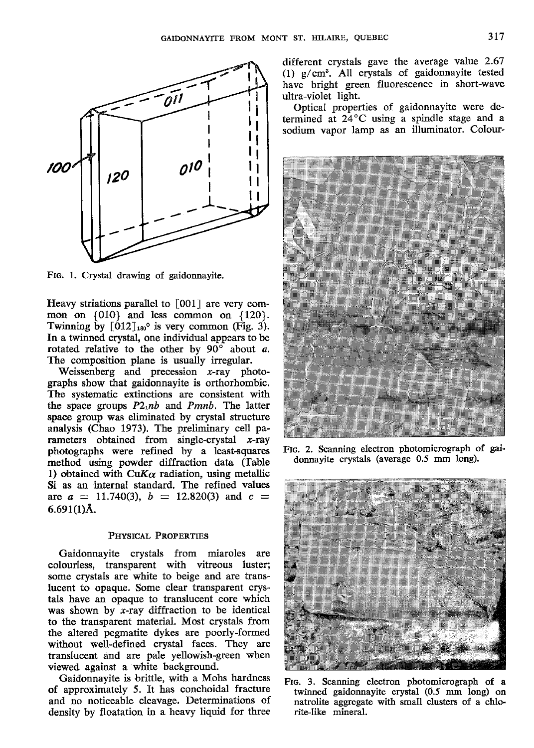FIG. 1. Crystal drawing of gaidonnayite.

Heavy striations parallel to [001] are very common on {010} and less common on {120}. Twinning by $[012]_{180°}$ is very common (Fig. 3). In a twinned crystal, one individual appears to be rotated relative to the other by 90° about *a*. The composition plane is usually irregular.

Weissenberg and precession *x*-ray photographs show that gaidonnayite is orthorhombic. The systematic extinctions are consistent with the space groups $P2_1nb$ and *Pmnb*. The latter space group was eliminated by crystal structure analysis (Chao 1973). The preliminary cell parameters obtained from single-crystal *x*-ray photographs were refined by a least-squares method using powder diffraction data (Table 1) obtained with Cu$K\alpha$ radiation, using metallic Si as an internal standard. The refined values are $a$ = 11.740(3), $b$ = 12.820(3) and $c$ = 6.691(1)Å.

## PHYSICAL PROPERTIES

Gaidonnayite crystals from miaroles are colourless, transparent with vitreous luster; some crystals are white to beige and are translucent to opaque. Some clear transparent crystals have an opaque to translucent core which was shown by *x*-ray diffraction to be identical to the transparent material. Most crystals from the altered pegmatite dykes are poorly-formed without well-defined crystal faces. They are translucent and are pale yellowish-green when viewed against a white background.

Gaidonnayite is brittle, with a Mohs hardness of approximately 5. It has conchoidal fracture and no noticeable cleavage. Determinations of density by floatation in a heavy liquid for three different crystals gave the average value 2.67 (1) g/cm$^3$. All crystals of gaidonnayite tested have bright green fluorescence in short-wave ultra-violet light.

Optical properties of gaidonnayite were determined at 24°C using a spindle stage and a sodium vapor lamp as an illuminator. Colour-

FIG. 2. Scanning electron photomicrograph of gaidonnayite crystals (average 0.5 mm long).

FIG. 3. Scanning electron photomicrograph of a twinned gaidonnayite crystal (0.5 mm long) on natrolite aggregate with small clusters of a chlorite-like mineral.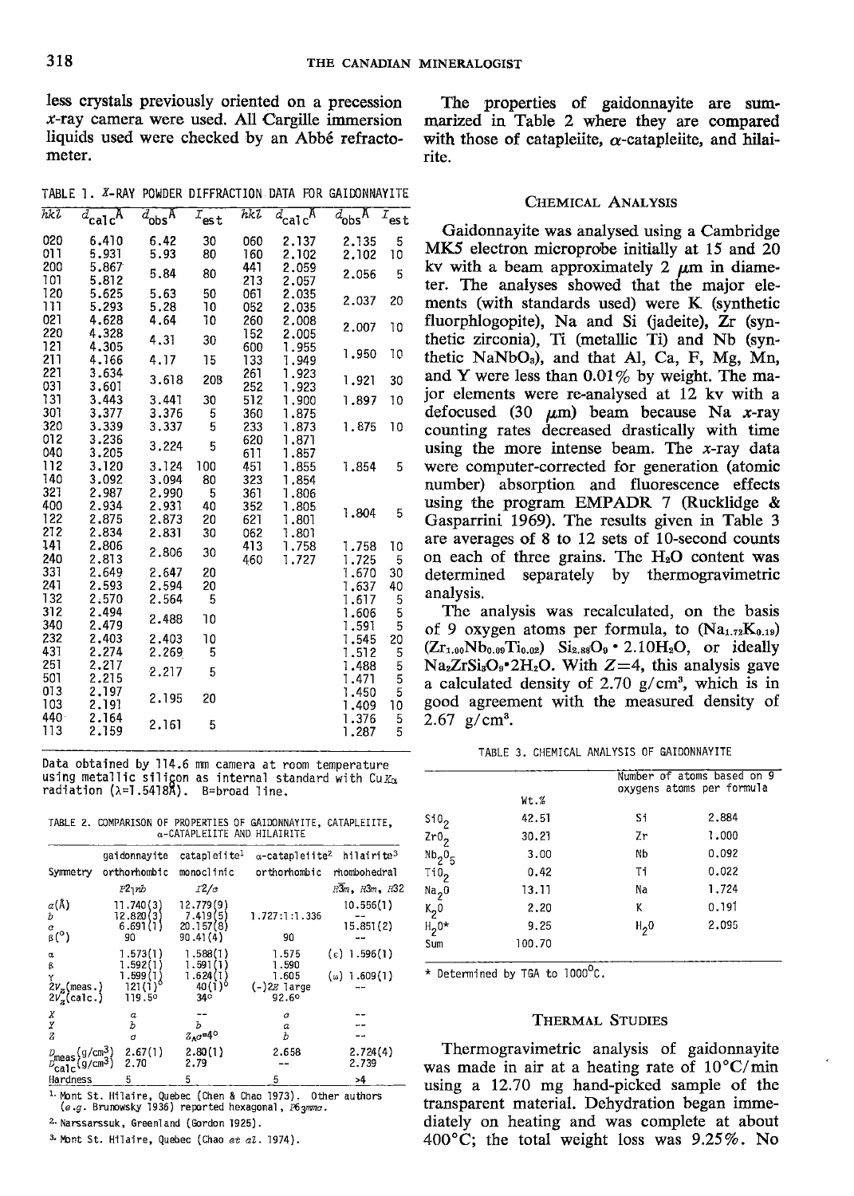less crystals previously oriented on a precession $x$-ray camera were used. All Cargille immersion liquids used were checked by an Abbé refractometer.

TABLE 1. X-RAY POWDER DIFFRACTION DATA FOR GAIDONNAYITE

| $hkl$ | $d_{calc}$Å | $d_{obs}$Å | $I_{est}$ | $hkl$ | $d_{calc}$Å | $d_{obs}$Å | $I_{est}$ |
|---|---|---|---|---|---|---|---|
| 020 | 6.410 | 6.42 | 30 | 060 | 2.137 | 2.135 | 5 |
| 011 | 5.931 | 5.93 | 80 | 160 | 2.102 | 2.102 | 10 |
| 200 | 5.867 | 5.84 | 80 | 441 | 2.059 | 2.056 | 5 |
| 101 | 5.812 | | | 213 | 2.057 | | |
| 120 | 5.625 | 5.63 | 50 | 061 | 2.035 | 2.037 | 20 |
| 111 | 5.293 | 5.28 | 10 | 052 | 2.035 | | |
| 021 | 4.628 | 4.64 | 10 | 260 | 2.008 | 2.007 | 10 |
| 220 | 4.328 | 4.31 | 30 | 152 | 2.005 | | |
| 121 | 4.305 | | | 600 | 1.955 | 1.950 | 10 |
| 211 | 4.166 | 4.17 | 15 | 133 | 1.949 | | |
| 221 | 3.634 | 3.618 | 20B | 261 | 1.923 | 1.921 | 30 |
| 031 | 3.601 | | | 252 | 1.923 | | |
| 131 | 3.443 | 3.441 | 30 | 512 | 1.900 | 1.897 | 10 |
| 301 | 3.377 | 3.376 | 5 | 360 | 1.875 | 1.875 | 10 |
| 320 | 3.339 | 3.337 | 5 | 233 | 1.873 | | |
| 012 | 3.236 | 3.224 | 5 | 620 | 1.871 | | |
| 040 | 3.205 | | | 611 | 1.857 | | |
| 112 | 3.120 | 3.124 | 100 | 451 | 1.855 | 1.854 | 5 |
| 140 | 3.092 | 3.094 | 80 | 323 | 1.854 | | |
| 321 | 2.987 | 2.990 | 5 | 361 | 1.806 | | |
| 400 | 2.934 | 2.931 | 40 | 352 | 1.805 | 1.804 | 5 |
| 122 | 2.875 | 2.873 | 20 | 621 | 1.801 | | |
| 212 | 2.834 | 2.831 | 30 | 062 | 1.801 | | |
| 141 | 2.806 | 2.806 | 30 | 413 | 1.758 | 1.758 | 10 |
| 240 | 2.813 | | | 460 | 1.727 | 1.725 | 5 |
| 331 | 2.649 | 2.647 | 20 | | | 1.670 | 30 |
| 241 | 2.593 | 2.594 | 20 | | | 1.637 | 40 |
| 132 | 2.570 | 2.564 | 5 | | | 1.617 | 5 |
| 312 | 2.494 | 2.488 | 10 | | | 1.606 | 5 |
| 340 | 2.479 | | | | | 1.591 | 5 |
| 232 | 2.403 | 2.403 | 10 | | | 1.545 | 20 |
| 431 | 2.274 | 2.269 | 5 | | | 1.512 | 5 |
| 251 | 2.217 | 2.217 | 5 | | | 1.488 | 5 |
| 501 | 2.215 | | | | | 1.471 | 5 |
| 013 | 2.197 | 2.195 | 20 | | | 1.450 | 5 |
| 103 | 2.191 | | | | | 1.409 | 10 |
| 440 | 2.164 | 2.161 | 5 | | | 1.376 | 5 |
| 113 | 2.159 | | | | | 1.287 | 5 |

Data obtained by 114.6 mm camera at room temperature using metallic silicon as internal standard with Cu$K\alpha$ radiation ($\lambda$=1.5418Å). B=broad line.

TABLE 2. COMPARISON OF PROPERTIES OF GAIDONNAYITE, CATAPLEIITE, α-CATAPLEIITE AND HILAIRITE

| | gaidonnayite | catapleiite[1] | α-catapleiite[2] | hilairite[3] |
|---|---|---|---|---|
| Symmetry | orthorhombic | monoclinic | orthorhombic | rhombohedral |
| | $P2_1nb$ | $I2/a$ | | $R\bar{3}m$, $R3m$, $R32$ |
| $a$(Å) | 11.740(3) | 12.779(9) | | 10.556(1) |
| $b$ | 12.820(3) | 7.419(5) | 1.727:1:1.336 | -- |
| $c$ | 6.691(1) | 20.157(8) | | 15.851(2) |
| $\beta$(°) | 90 | 90.41(4) | 90 | -- |
| $\alpha$ | 1.573(1) | 1.588(1) | 1.575 | ($\varepsilon$) 1.596(1) |
| $\beta$ | 1.592(1) | 1.591(1) | 1.590 | |
| $\gamma$ | 1.599(1) | 1.624(1) | 1.605 | ($\omega$) 1.609(1) |
| $2V_z$(meas.) | 121(1)° | 40(1)° | (-)2E large | -- |
| $2V_z$(calc.) | 119.5° | 34° | 92.6° | |
| $X$ | $a$ | -- | $c$ | -- |
| $Y$ | $b$ | $b$ | $a$ | -- |
| $Z$ | $c$ | $Z\wedge c$=4° | $b$ | -- |
| $D_{meas}$(g/cm³) | 2.67(1) | 2.80(1) | 2.658 | 2.724(4) |
| $D_{calc}$(g/cm³) | 2.70 | 2.79 | -- | 2.739 |
| Hardness | 5 | 5 | 5 | >4 |

[1] Mont St. Hilaire, Quebec (Chen & Chao 1973). Other authors (*e.g.* Brunowsky 1936) reported hexagonal, $P6_3mmc$.

[2] Narssarssuk, Greenland (Gordon 1925).

[3] Mont St. Hilaire, Quebec (Chao *et al.* 1974).

The properties of gaidonnayite are summarized in Table 2 where they are compared with those of catapleiite, α-catapleiite, and hilairite.

## Chemical Analysis

Gaidonnayite was analysed using a Cambridge MK5 electron microprobe initially at 15 and 20 kv with a beam approximately 2 μm in diameter. The analyses showed that the major elements (with standards used) were K (synthetic fluorphlogopite), Na and Si (jadeite), Zr (synthetic zirconia), Ti (metallic Ti) and Nb (synthetic $NaNbO_3$), and that Al, Ca, F, Mg, Mn, and Y were less than 0.01% by weight. The major elements were re-analysed at 12 kv with a defocused (30 μm) beam because Na $x$-ray counting rates decreased drastically with time using the more intense beam. The $x$-ray data were computer-corrected for generation (atomic number) absorption and fluorescence effects using the program EMPADR 7 (Rucklidge & Gasparrini 1969). The results given in Table 3 are averages of 8 to 12 sets of 10-second counts on each of three grains. The $H_2O$ content was determined separately by thermogravimetric analysis.

The analysis was recalculated, on the basis of 9 oxygen atoms per formula, to $(Na_{1.72}K_{0.19})(Zr_{1.00}Nb_{0.09}Ti_{0.02})\ Si_{2.88}O_9 \cdot 2.10H_2O$, or ideally $Na_2ZrSi_3O_9 \cdot 2H_2O$. With $Z$=4, this analysis gave a calculated density of 2.70 g/cm³, which is in good agreement with the measured density of 2.67 g/cm³.

TABLE 3. CHEMICAL ANALYSIS OF GAIDONNAYITE

| | Wt.% | Number of atoms based on 9 oxygens atoms per formula | |
|---|---|---|---|
| $SiO_2$ | 42.51 | Si | 2.884 |
| $ZrO_2$ | 30.21 | Zr | 1.000 |
| $Nb_2O_5$ | 3.00 | Nb | 0.092 |
| $TiO_2$ | 0.42 | Ti | 0.022 |
| $Na_2O$ | 13.11 | Na | 1.724 |
| $K_2O$ | 2.20 | K | 0.191 |
| $H_2O$* | 9.25 | $H_2O$ | 2.095 |
| Sum | 100.70 | | |

\* Determined by TGA to 1000°C.

## Thermal Studies

Thermogravimetric analysis of gaidonnayite was made in air at a heating rate of 10°C/min using a 12.70 mg hand-picked sample of the transparent material. Dehydration began immediately on heating and was complete at about 400°C; the total weight loss was 9.25%. No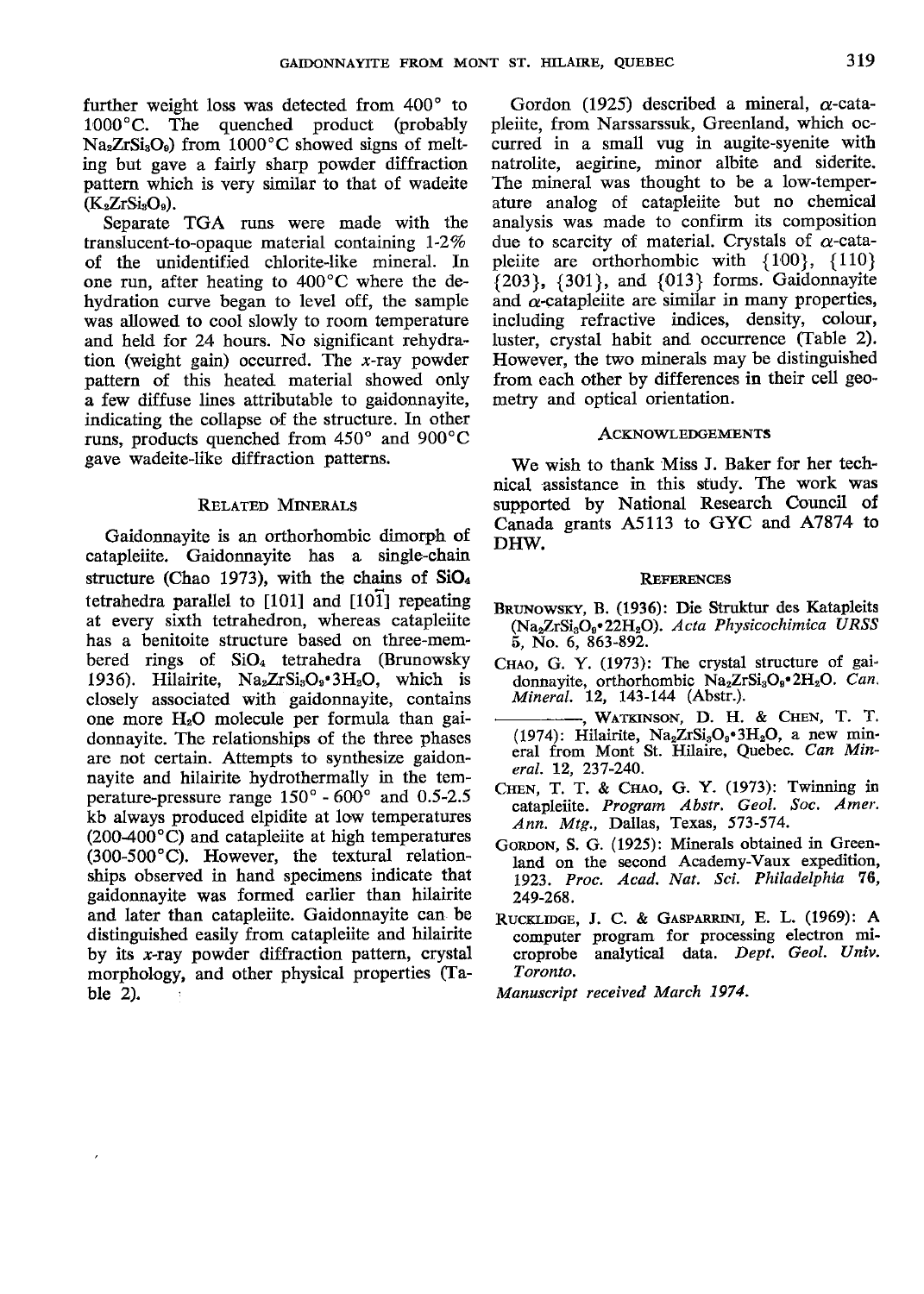further weight loss was detected from 400° to 1000°C. The quenched product (probably $Na_2ZrSi_3O_9$) from 1000°C showed signs of melting but gave a fairly sharp powder diffraction pattern which is very similar to that of wadeite ($K_2ZrSi_3O_9$).

Separate TGA runs were made with the translucent-to-opaque material containing 1-2% of the unidentified chlorite-like mineral. In one run, after heating to 400°C where the dehydration curve began to level off, the sample was allowed to cool slowly to room temperature and held for 24 hours. No significant rehydration (weight gain) occurred. The *x*-ray powder pattern of this heated material showed only a few diffuse lines attributable to gaidonnayite, indicating the collapse of the structure. In other runs, products quenched from 450° and 900°C gave wadeite-like diffraction patterns.

## Related Minerals

Gaidonnayite is an orthorhombic dimorph of catapleiite. Gaidonnayite has a single-chain structure (Chao 1973), with the chains of $SiO_4$ tetrahedra parallel to [101] and [$10\bar{1}$] repeating at every sixth tetrahedron, whereas catapleiite has a benitoite structure based on three-membered rings of $SiO_4$ tetrahedra (Brunowsky 1936). Hilairite, $Na_2ZrSi_3O_9 \cdot 3H_2O$, which is closely associated with gaidonnayite, contains one more $H_2O$ molecule per formula than gaidonnayite. The relationships of the three phases are not certain. Attempts to synthesize gaidonnayite and hilairite hydrothermally in the temperature-pressure range 150° - 600° and 0.5-2.5 kb always produced elpidite at low temperatures (200-400°C) and catapleiite at high temperatures (300-500°C). However, the textural relationships observed in hand specimens indicate that gaidonnayite was formed earlier than hilairite and later than catapleiite. Gaidonnayite can be distinguished easily from catapleiite and hilairite by its *x*-ray powder diffraction pattern, crystal morphology, and other physical properties (Table 2).

Gordon (1925) described a mineral, $\alpha$-catapleiite, from Narssarssuk, Greenland, which occurred in a small vug in augite-syenite with natrolite, aegirine, minor albite and siderite. The mineral was thought to be a low-temperature analog of catapleiite but no chemical analysis was made to confirm its composition due to scarcity of material. Crystals of $\alpha$-catapleiite are orthorhombic with {100}, {110} {203}, {301}, and {013} forms. Gaidonnayite and $\alpha$-catapleiite are similar in many properties, including refractive indices, density, colour, luster, crystal habit and occurrence (Table 2). However, the two minerals may be distinguished from each other by differences in their cell geometry and optical orientation.

## Acknowledgements

We wish to thank Miss J. Baker for her technical assistance in this study. The work was supported by National Research Council of Canada grants A5113 to GYC and A7874 to DHW.

## References

Brunowsky, B. (1936): Die Struktur des Katapleits ($Na_2ZrSi_3O_9 \cdot 22H_2O$). *Acta Physicochimica URSS* 5, No. 6, 863-892.

Chao, G. Y. (1973): The crystal structure of gaidonnayite, orthorhombic $Na_2ZrSi_3O_9 \cdot 2H_2O$. *Can. Mineral.* 12, 143-144 (Abstr.).

———, Watkinson, D. H. & Chen, T. T. (1974): Hilairite, $Na_2ZrSi_3O_9 \cdot 3H_2O$, a new mineral from Mont St. Hilaire, Quebec. *Can Mineral.* 12, 237-240.

Chen, T. T. & Chao, G. Y. (1973): Twinning in catapleiite. *Program Abstr. Geol. Soc. Amer. Ann. Mtg.*, Dallas, Texas, 573-574.

Gordon, S. G. (1925): Minerals obtained in Greenland on the second Academy-Vaux expedition, 1923. *Proc. Acad. Nat. Sci. Philadelphia* 76, 249-268.

Rucklidge, J. C. & Gasparrini, E. L. (1969): A computer program for processing electron microprobe analytical data. *Dept. Geol. Univ. Toronto.*

*Manuscript received March 1974.*